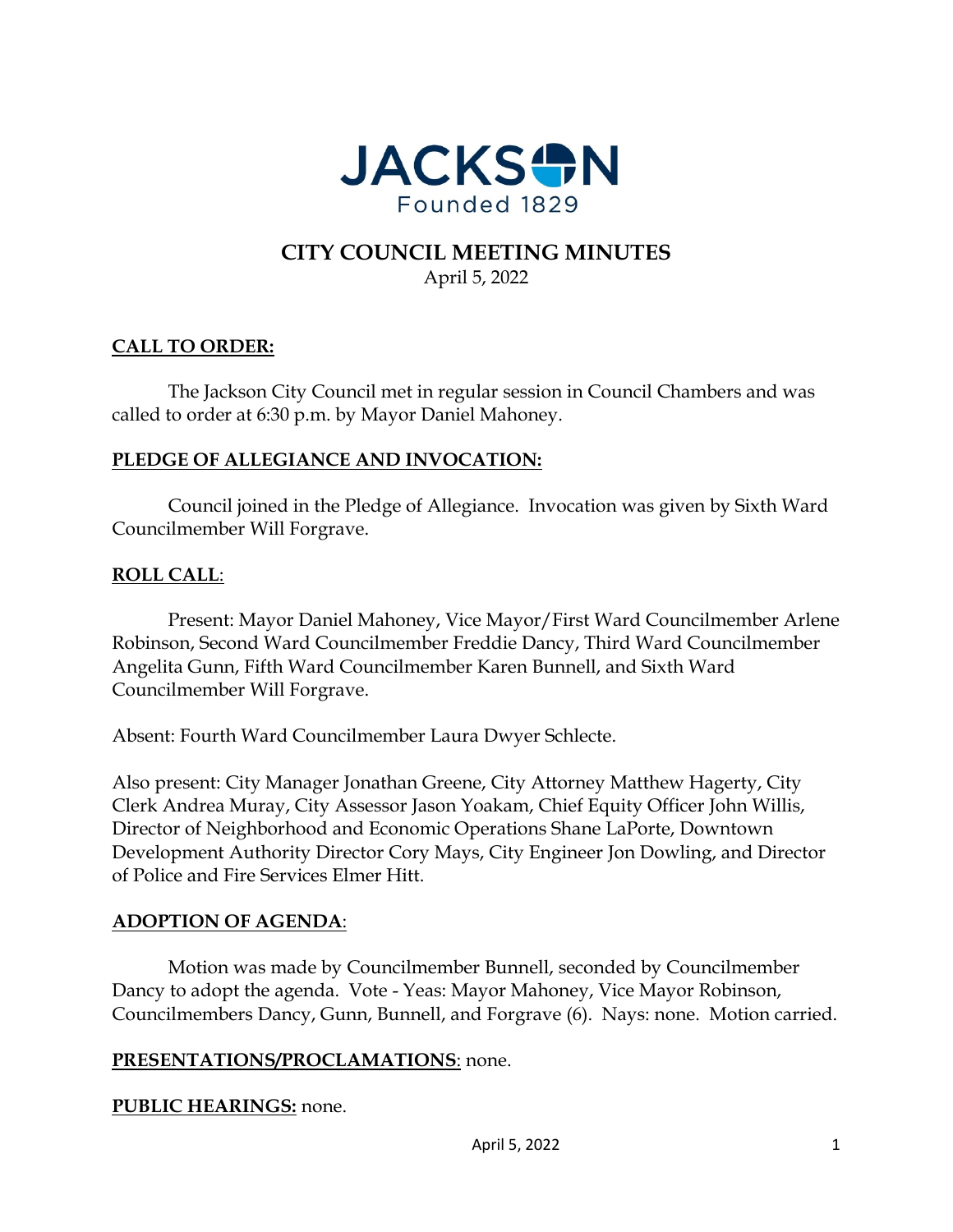JACKSON
Founded 1829

# CITY COUNCIL MEETING MINUTES

April 5, 2022

## CALL TO ORDER:

The Jackson City Council met in regular session in Council Chambers and was called to order at 6:30 p.m. by Mayor Daniel Mahoney.

## PLEDGE OF ALLEGIANCE AND INVOCATION:

Council joined in the Pledge of Allegiance. Invocation was given by Sixth Ward Councilmember Will Forgrave.

## ROLL CALL:

Present: Mayor Daniel Mahoney, Vice Mayor/First Ward Councilmember Arlene Robinson, Second Ward Councilmember Freddie Dancy, Third Ward Councilmember Angelita Gunn, Fifth Ward Councilmember Karen Bunnell, and Sixth Ward Councilmember Will Forgrave.

Absent: Fourth Ward Councilmember Laura Dwyer Schlecte.

Also present: City Manager Jonathan Greene, City Attorney Matthew Hagerty, City Clerk Andrea Muray, City Assessor Jason Yoakam, Chief Equity Officer John Willis, Director of Neighborhood and Economic Operations Shane LaPorte, Downtown Development Authority Director Cory Mays, City Engineer Jon Dowling, and Director of Police and Fire Services Elmer Hitt.

## ADOPTION OF AGENDA:

Motion was made by Councilmember Bunnell, seconded by Councilmember Dancy to adopt the agenda. Vote - Yeas: Mayor Mahoney, Vice Mayor Robinson, Councilmembers Dancy, Gunn, Bunnell, and Forgrave (6). Nays: none. Motion carried.

## PRESENTATIONS/PROCLAMATIONS: none.

## PUBLIC HEARINGS: none.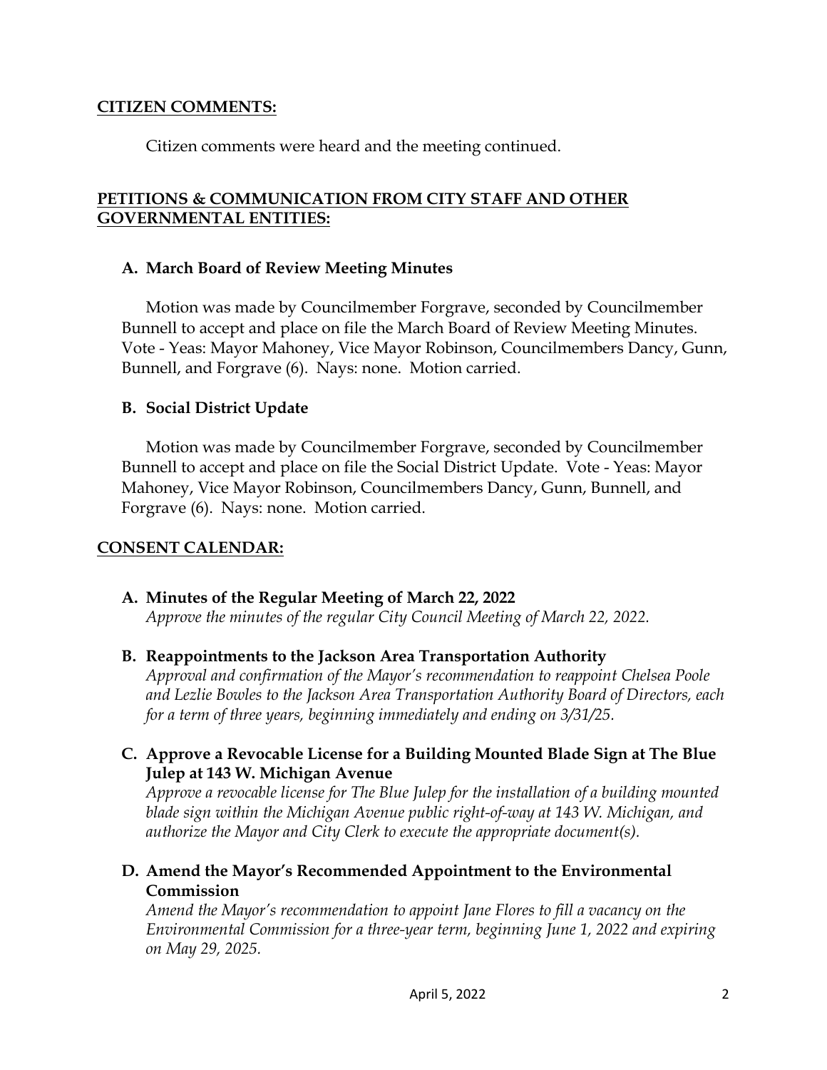## CITIZEN COMMENTS:

Citizen comments were heard and the meeting continued.

## PETITIONS & COMMUNICATION FROM CITY STAFF AND OTHER GOVERNMENTAL ENTITIES:

### A. March Board of Review Meeting Minutes

Motion was made by Councilmember Forgrave, seconded by Councilmember Bunnell to accept and place on file the March Board of Review Meeting Minutes. Vote - Yeas: Mayor Mahoney, Vice Mayor Robinson, Councilmembers Dancy, Gunn, Bunnell, and Forgrave (6). Nays: none. Motion carried.

### B. Social District Update

Motion was made by Councilmember Forgrave, seconded by Councilmember Bunnell to accept and place on file the Social District Update. Vote - Yeas: Mayor Mahoney, Vice Mayor Robinson, Councilmembers Dancy, Gunn, Bunnell, and Forgrave (6). Nays: none. Motion carried.

## CONSENT CALENDAR:

**A. Minutes of the Regular Meeting of March 22, 2022**
*Approve the minutes of the regular City Council Meeting of March 22, 2022.*

**B. Reappointments to the Jackson Area Transportation Authority**
*Approval and confirmation of the Mayor's recommendation to reappoint Chelsea Poole and Lezlie Bowles to the Jackson Area Transportation Authority Board of Directors, each for a term of three years, beginning immediately and ending on 3/31/25.*

**C. Approve a Revocable License for a Building Mounted Blade Sign at The Blue Julep at 143 W. Michigan Avenue**
*Approve a revocable license for The Blue Julep for the installation of a building mounted blade sign within the Michigan Avenue public right-of-way at 143 W. Michigan, and authorize the Mayor and City Clerk to execute the appropriate document(s).*

**D. Amend the Mayor's Recommended Appointment to the Environmental Commission**
*Amend the Mayor's recommendation to appoint Jane Flores to fill a vacancy on the Environmental Commission for a three-year term, beginning June 1, 2022 and expiring on May 29, 2025.*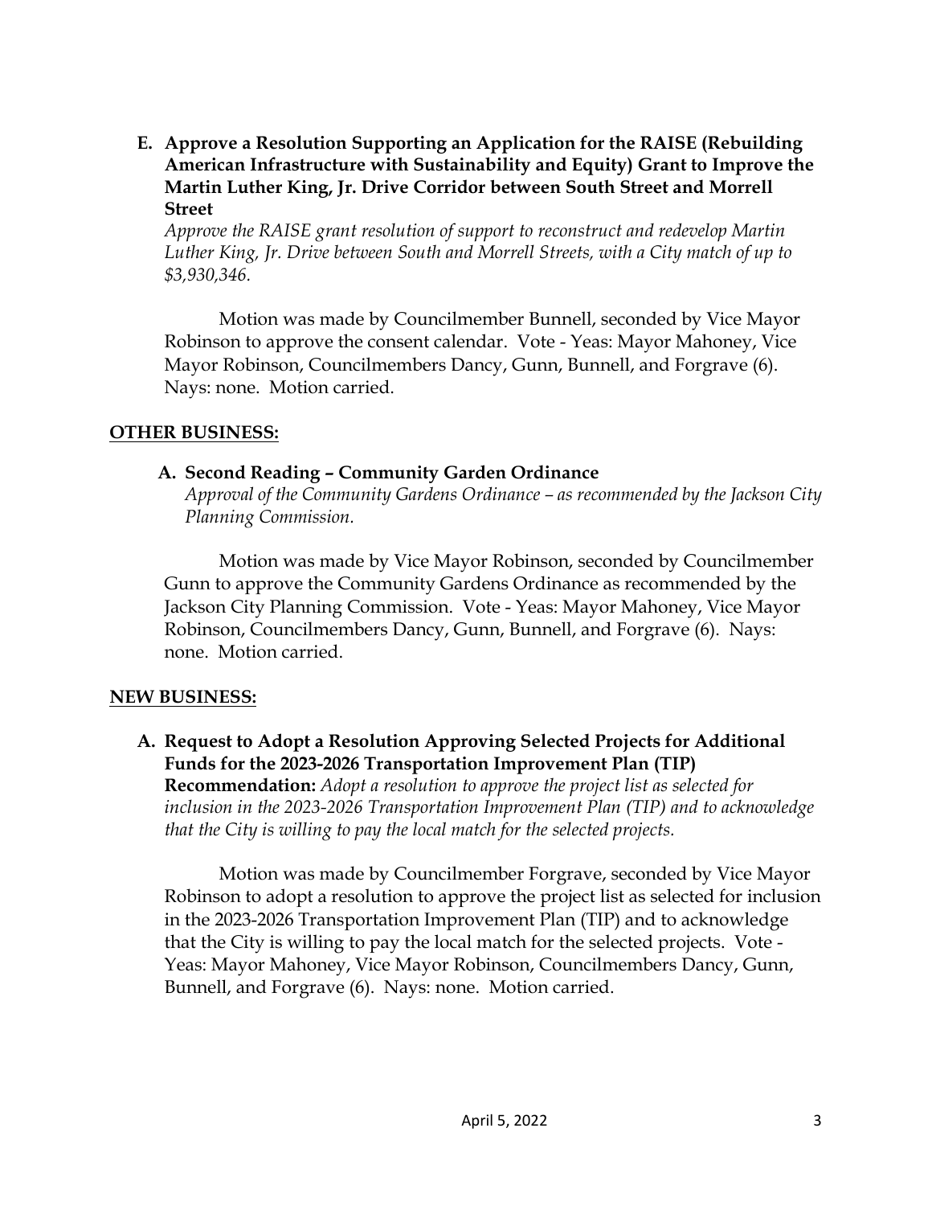**E. Approve a Resolution Supporting an Application for the RAISE (Rebuilding American Infrastructure with Sustainability and Equity) Grant to Improve the Martin Luther King, Jr. Drive Corridor between South Street and Morrell Street**

*Approve the RAISE grant resolution of support to reconstruct and redevelop Martin Luther King, Jr. Drive between South and Morrell Streets, with a City match of up to $3,930,346.*

Motion was made by Councilmember Bunnell, seconded by Vice Mayor Robinson to approve the consent calendar. Vote - Yeas: Mayor Mahoney, Vice Mayor Robinson, Councilmembers Dancy, Gunn, Bunnell, and Forgrave (6). Nays: none. Motion carried.

## OTHER BUSINESS:

**A. Second Reading – Community Garden Ordinance**

*Approval of the Community Gardens Ordinance – as recommended by the Jackson City Planning Commission.*

Motion was made by Vice Mayor Robinson, seconded by Councilmember Gunn to approve the Community Gardens Ordinance as recommended by the Jackson City Planning Commission. Vote - Yeas: Mayor Mahoney, Vice Mayor Robinson, Councilmembers Dancy, Gunn, Bunnell, and Forgrave (6). Nays: none. Motion carried.

## NEW BUSINESS:

**A. Request to Adopt a Resolution Approving Selected Projects for Additional Funds for the 2023-2026 Transportation Improvement Plan (TIP)**

**Recommendation:** *Adopt a resolution to approve the project list as selected for inclusion in the 2023-2026 Transportation Improvement Plan (TIP) and to acknowledge that the City is willing to pay the local match for the selected projects.*

Motion was made by Councilmember Forgrave, seconded by Vice Mayor Robinson to adopt a resolution to approve the project list as selected for inclusion in the 2023-2026 Transportation Improvement Plan (TIP) and to acknowledge that the City is willing to pay the local match for the selected projects. Vote - Yeas: Mayor Mahoney, Vice Mayor Robinson, Councilmembers Dancy, Gunn, Bunnell, and Forgrave (6). Nays: none. Motion carried.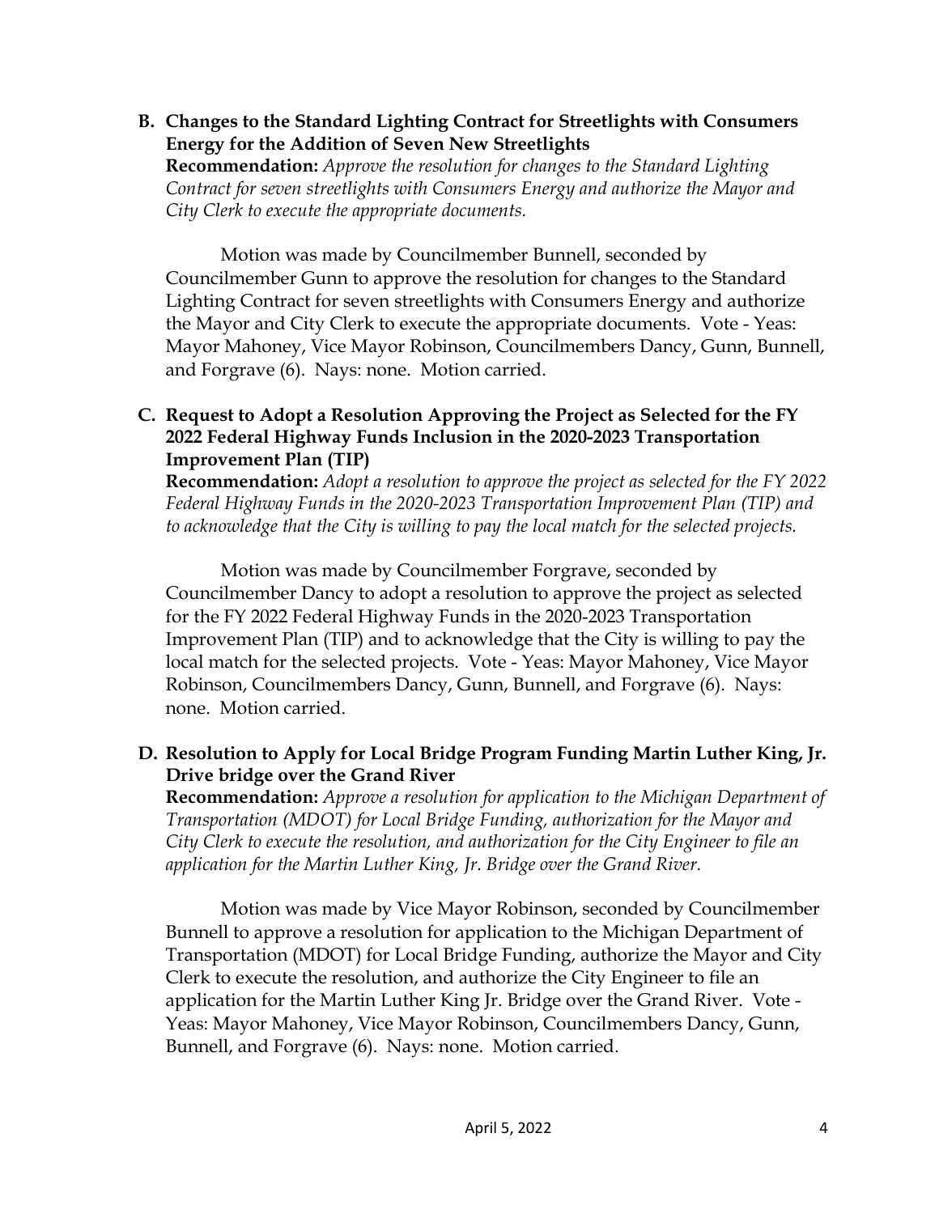**B. Changes to the Standard Lighting Contract for Streetlights with Consumers Energy for the Addition of Seven New Streetlights**

**Recommendation:** *Approve the resolution for changes to the Standard Lighting Contract for seven streetlights with Consumers Energy and authorize the Mayor and City Clerk to execute the appropriate documents.*

Motion was made by Councilmember Bunnell, seconded by Councilmember Gunn to approve the resolution for changes to the Standard Lighting Contract for seven streetlights with Consumers Energy and authorize the Mayor and City Clerk to execute the appropriate documents. Vote - Yeas: Mayor Mahoney, Vice Mayor Robinson, Councilmembers Dancy, Gunn, Bunnell, and Forgrave (6). Nays: none. Motion carried.

**C. Request to Adopt a Resolution Approving the Project as Selected for the FY 2022 Federal Highway Funds Inclusion in the 2020-2023 Transportation Improvement Plan (TIP)**

**Recommendation:** *Adopt a resolution to approve the project as selected for the FY 2022 Federal Highway Funds in the 2020-2023 Transportation Improvement Plan (TIP) and to acknowledge that the City is willing to pay the local match for the selected projects.*

Motion was made by Councilmember Forgrave, seconded by Councilmember Dancy to adopt a resolution to approve the project as selected for the FY 2022 Federal Highway Funds in the 2020-2023 Transportation Improvement Plan (TIP) and to acknowledge that the City is willing to pay the local match for the selected projects. Vote - Yeas: Mayor Mahoney, Vice Mayor Robinson, Councilmembers Dancy, Gunn, Bunnell, and Forgrave (6). Nays: none. Motion carried.

**D. Resolution to Apply for Local Bridge Program Funding Martin Luther King, Jr. Drive bridge over the Grand River**

**Recommendation:** *Approve a resolution for application to the Michigan Department of Transportation (MDOT) for Local Bridge Funding, authorization for the Mayor and City Clerk to execute the resolution, and authorization for the City Engineer to file an application for the Martin Luther King, Jr. Bridge over the Grand River.*

Motion was made by Vice Mayor Robinson, seconded by Councilmember Bunnell to approve a resolution for application to the Michigan Department of Transportation (MDOT) for Local Bridge Funding, authorize the Mayor and City Clerk to execute the resolution, and authorize the City Engineer to file an application for the Martin Luther King Jr. Bridge over the Grand River. Vote - Yeas: Mayor Mahoney, Vice Mayor Robinson, Councilmembers Dancy, Gunn, Bunnell, and Forgrave (6). Nays: none. Motion carried.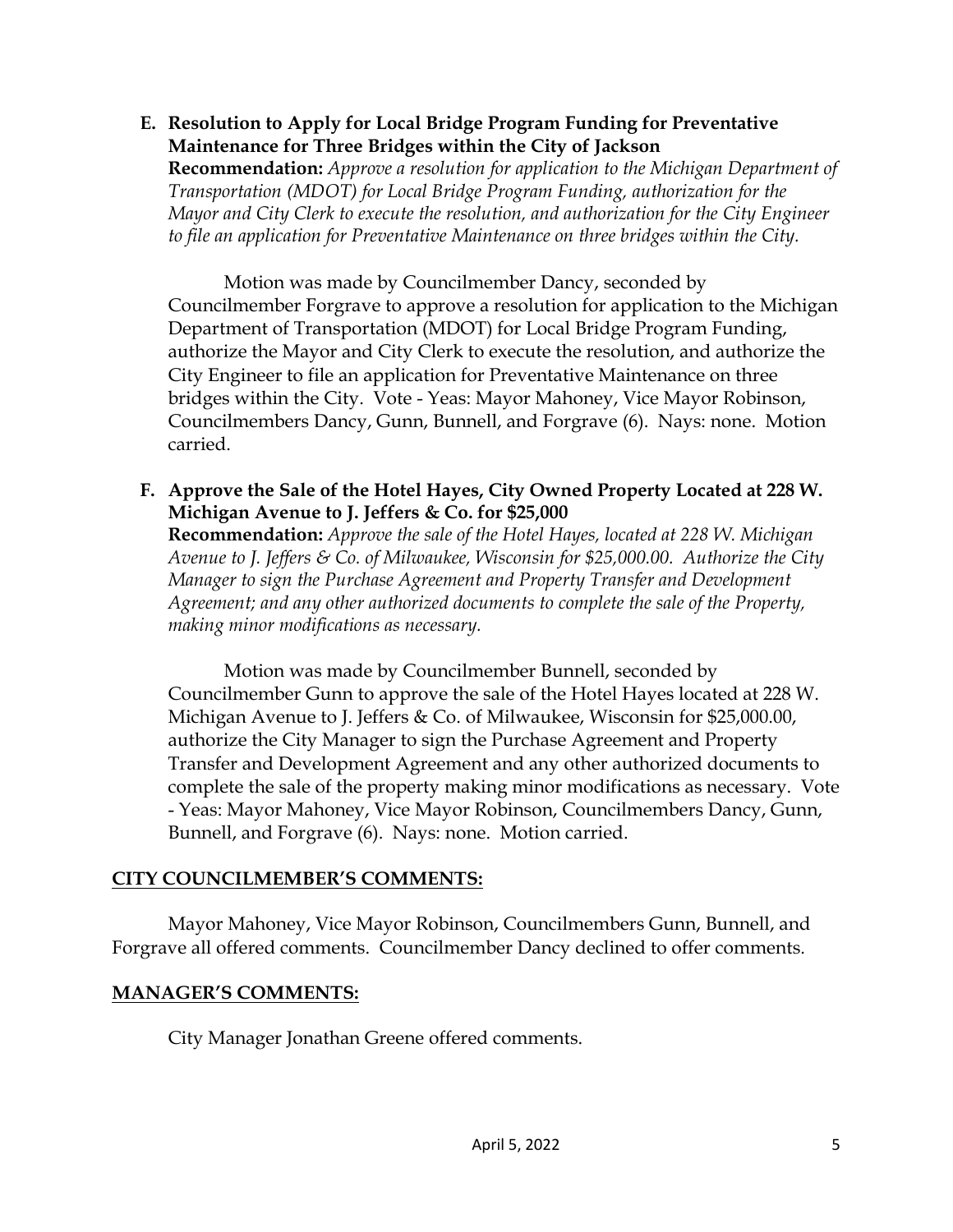**E. Resolution to Apply for Local Bridge Program Funding for Preventative Maintenance for Three Bridges within the City of Jackson**
**Recommendation:** *Approve a resolution for application to the Michigan Department of Transportation (MDOT) for Local Bridge Program Funding, authorization for the Mayor and City Clerk to execute the resolution, and authorization for the City Engineer to file an application for Preventative Maintenance on three bridges within the City.*

Motion was made by Councilmember Dancy, seconded by Councilmember Forgrave to approve a resolution for application to the Michigan Department of Transportation (MDOT) for Local Bridge Program Funding, authorize the Mayor and City Clerk to execute the resolution, and authorize the City Engineer to file an application for Preventative Maintenance on three bridges within the City. Vote - Yeas: Mayor Mahoney, Vice Mayor Robinson, Councilmembers Dancy, Gunn, Bunnell, and Forgrave (6). Nays: none. Motion carried.

**F. Approve the Sale of the Hotel Hayes, City Owned Property Located at 228 W. Michigan Avenue to J. Jeffers & Co. for $25,000**
**Recommendation:** *Approve the sale of the Hotel Hayes, located at 228 W. Michigan Avenue to J. Jeffers & Co. of Milwaukee, Wisconsin for $25,000.00. Authorize the City Manager to sign the Purchase Agreement and Property Transfer and Development Agreement; and any other authorized documents to complete the sale of the Property, making minor modifications as necessary.*

Motion was made by Councilmember Bunnell, seconded by Councilmember Gunn to approve the sale of the Hotel Hayes located at 228 W. Michigan Avenue to J. Jeffers & Co. of Milwaukee, Wisconsin for $25,000.00, authorize the City Manager to sign the Purchase Agreement and Property Transfer and Development Agreement and any other authorized documents to complete the sale of the property making minor modifications as necessary. Vote - Yeas: Mayor Mahoney, Vice Mayor Robinson, Councilmembers Dancy, Gunn, Bunnell, and Forgrave (6). Nays: none. Motion carried.

## CITY COUNCILMEMBER'S COMMENTS:

Mayor Mahoney, Vice Mayor Robinson, Councilmembers Gunn, Bunnell, and Forgrave all offered comments. Councilmember Dancy declined to offer comments.

## MANAGER'S COMMENTS:

City Manager Jonathan Greene offered comments.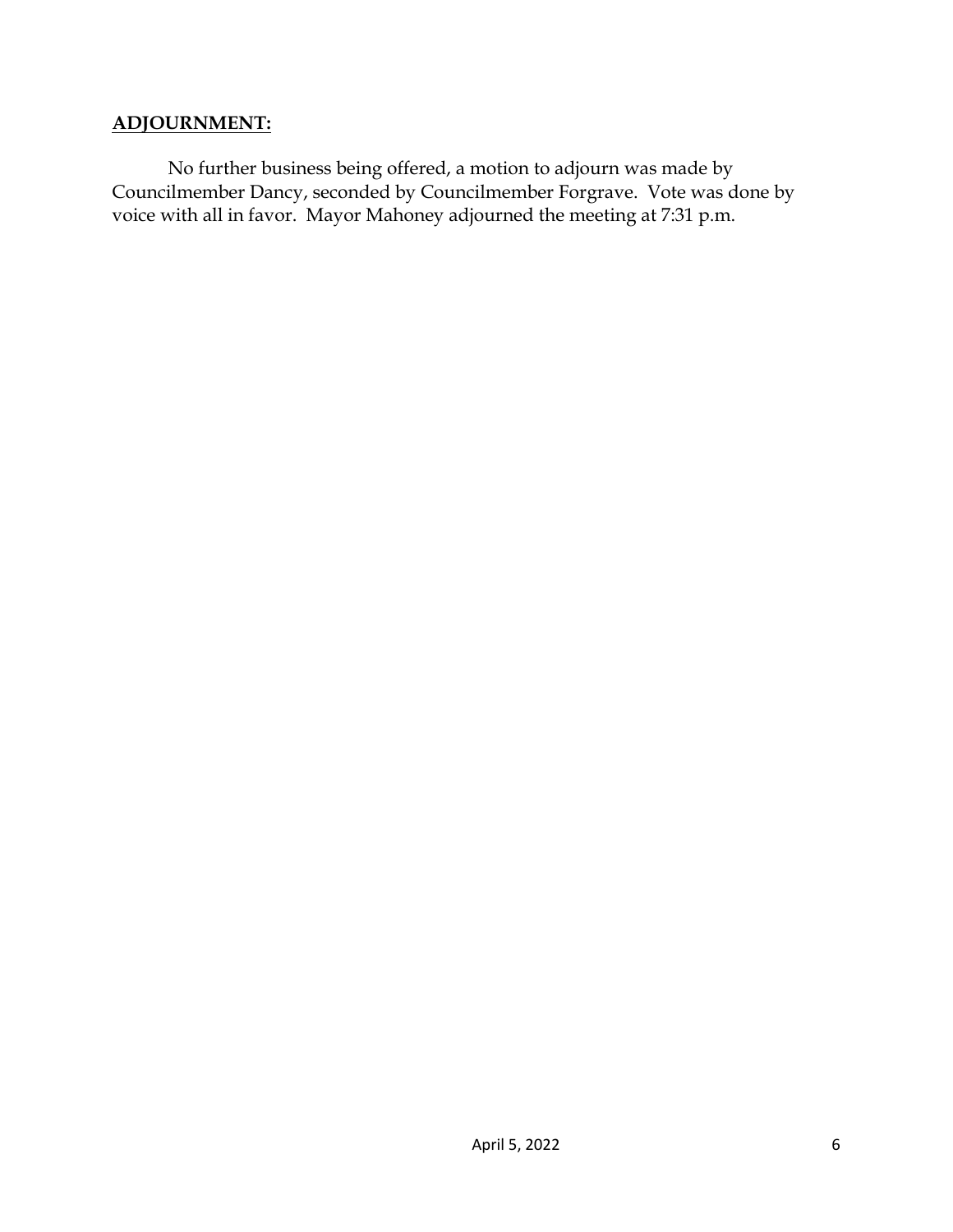**ADJOURNMENT:**

No further business being offered, a motion to adjourn was made by Councilmember Dancy, seconded by Councilmember Forgrave. Vote was done by voice with all in favor. Mayor Mahoney adjourned the meeting at 7:31 p.m.